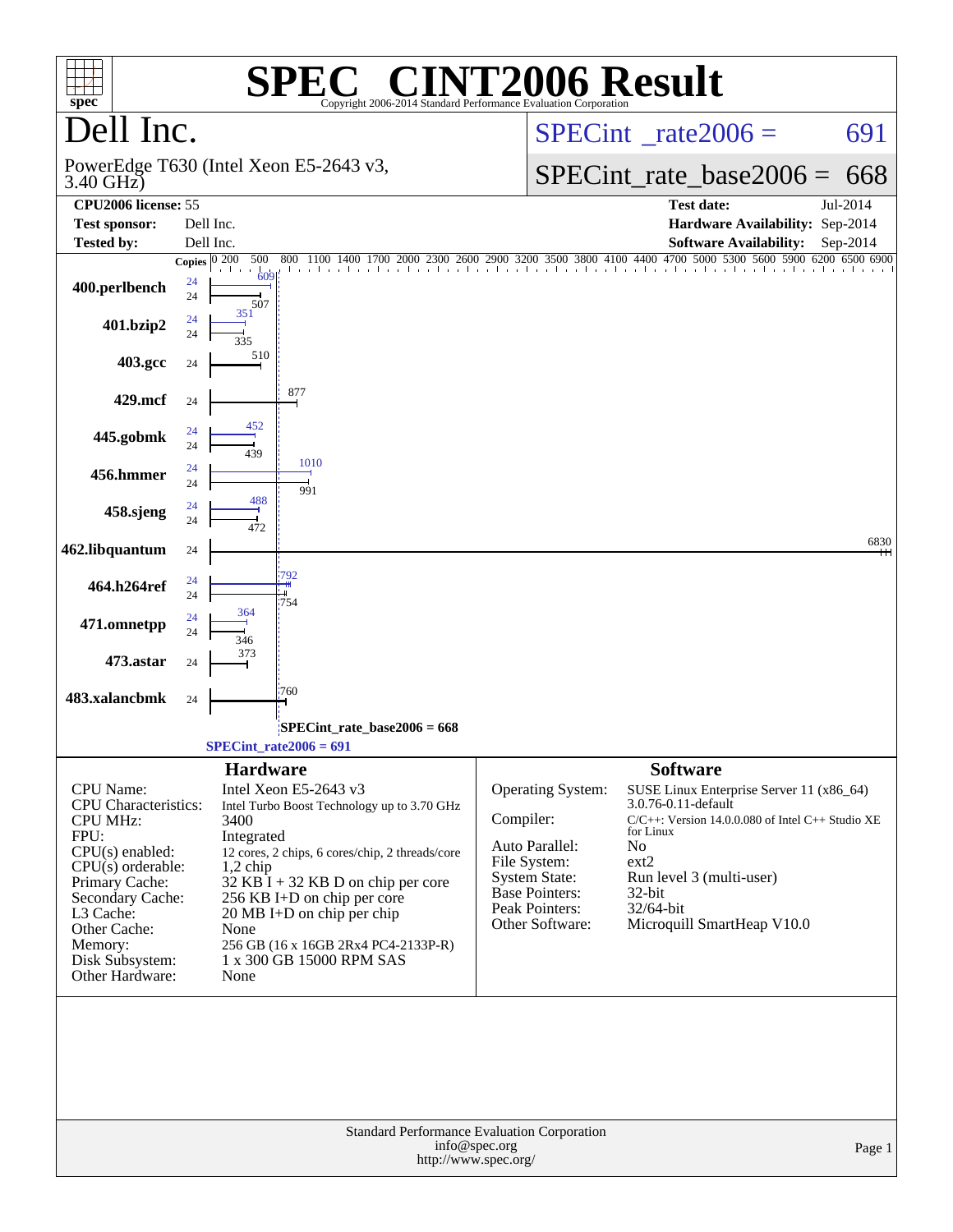# SPEC® CINT2006 Result

Copyright 2006-2014 Standard Performance Evaluation Corporation

## Dell Inc.

PowerEdge T630 (Intel Xeon E5-2643 v3, 3.40 GHz)

SPECint_rate2006 = 691

SPECint_rate_base2006 = 668

| | | | |
|---|---|---|---|
| **CPU2006 license:** 55 | | **Test date:** | Jul-2014 |
| **Test sponsor:** | Dell Inc. | **Hardware Availability:** | Sep-2014 |
| **Tested by:** | Dell Inc. | **Software Availability:** | Sep-2014 |

| Benchmark | Copies | Peak | Base |
|---|---|---|---|
| 400.perlbench | 24 | 609 | 507 |
| 401.bzip2 | 24 | 351 | 335 |
| 403.gcc | 24 | | 510 |
| 429.mcf | 24 | | 877 |
| 445.gobmk | 24 | 452 | 439 |
| 456.hmmer | 24 | 1010 | 991 |
| 458.sjeng | 24 | 488 | 472 |
| 462.libquantum | 24 | | 6830 |
| 464.h264ref | 24 | 792 | 754 |
| 471.omnetpp | 24 | 364 | 346 |
| 473.astar | 24 | | 373 |
| 483.xalancbmk | 24 | | 760 |

SPECint_rate_base2006 = 668

SPECint_rate2006 = 691

### Hardware

| | |
|---|---|
| CPU Name: | Intel Xeon E5-2643 v3 |
| CPU Characteristics: | Intel Turbo Boost Technology up to 3.70 GHz |
| CPU MHz: | 3400 |
| FPU: | Integrated |
| CPU(s) enabled: | 12 cores, 2 chips, 6 cores/chip, 2 threads/core |
| CPU(s) orderable: | 1,2 chip |
| Primary Cache: | 32 KB I + 32 KB D on chip per core |
| Secondary Cache: | 256 KB I+D on chip per core |
| L3 Cache: | 20 MB I+D on chip per chip |
| Other Cache: | None |
| Memory: | 256 GB (16 x 16GB 2Rx4 PC4-2133P-R) |
| Disk Subsystem: | 1 x 300 GB 15000 RPM SAS |
| Other Hardware: | None |

### Software

| | |
|---|---|
| Operating System: | SUSE Linux Enterprise Server 11 (x86_64) 3.0.76-0.11-default |
| Compiler: | C/C++: Version 14.0.0.080 of Intel C++ Studio XE for Linux |
| Auto Parallel: | No |
| File System: | ext2 |
| System State: | Run level 3 (multi-user) |
| Base Pointers: | 32-bit |
| Peak Pointers: | 32/64-bit |
| Other Software: | Microquill SmartHeap V10.0 |

Standard Performance Evaluation Corporation
info@spec.org
http://www.spec.org/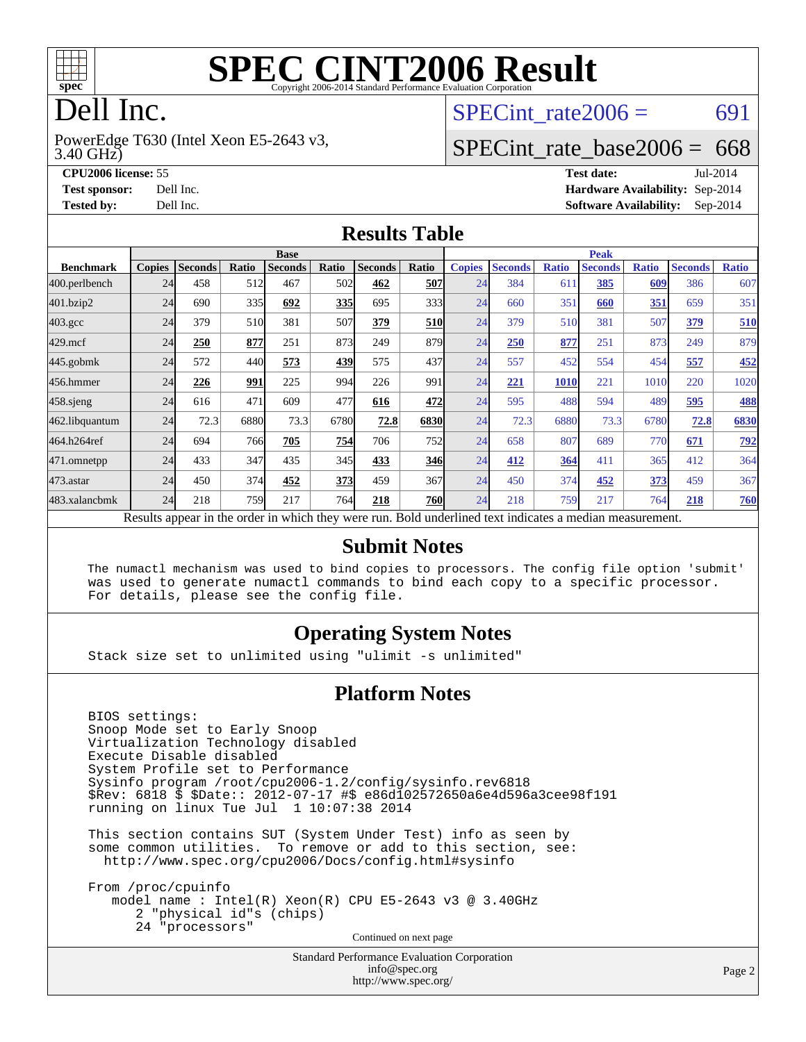# SPEC CINT2006 Result

Copyright 2006-2014 Standard Performance Evaluation Corporation

# Dell Inc.

PowerEdge T630 (Intel Xeon E5-2643 v3, 3.40 GHz)

SPECint_rate2006 = 691

SPECint_rate_base2006 = 668

**CPU2006 license:** 55
**Test sponsor:** Dell Inc.
**Tested by:** Dell Inc.

**Test date:** Jul-2014
**Hardware Availability:** Sep-2014
**Software Availability:** Sep-2014

## Results Table

| Benchmark | Base | | | | | | | Peak | | | | | | |
|---|---|---|---|---|---|---|---|---|---|---|---|---|---|---|
| | Copies | Seconds | Ratio | Seconds | Ratio | Seconds | Ratio | Copies | Seconds | Ratio | Seconds | Ratio | Seconds | Ratio |
| 400.perlbench | 24 | 458 | 512 | 467 | 502 | **462** | **507** | 24 | 384 | 611 | **385** | **609** | 386 | 607 |
| 401.bzip2 | 24 | 690 | 335 | **692** | **335** | 695 | 333 | 24 | 660 | 351 | **660** | **351** | 659 | 351 |
| 403.gcc | 24 | 379 | 510 | 381 | 507 | **379** | **510** | 24 | 379 | 510 | 381 | 507 | **379** | **510** |
| 429.mcf | 24 | **250** | **877** | 251 | 873 | 249 | 879 | 24 | **250** | **877** | 251 | 873 | 249 | 879 |
| 445.gobmk | 24 | 572 | 440 | **573** | **439** | 575 | 437 | 24 | 557 | 452 | 554 | 454 | **557** | **452** |
| 456.hmmer | 24 | **226** | **991** | 225 | 994 | 226 | 991 | 24 | **221** | **1010** | 221 | 1010 | 220 | 1020 |
| 458.sjeng | 24 | 616 | 471 | 609 | 477 | **616** | **472** | 24 | 595 | 488 | 594 | 489 | **595** | **488** |
| 462.libquantum | 24 | 72.3 | 6880 | 73.3 | 6780 | **72.8** | **6830** | 24 | 72.3 | 6880 | 73.3 | 6780 | **72.8** | **6830** |
| 464.h264ref | 24 | 694 | 766 | **705** | **754** | 706 | 752 | 24 | 658 | 807 | 689 | 770 | **671** | **792** |
| 471.omnetpp | 24 | 433 | 347 | 435 | 345 | **433** | **346** | 24 | **412** | **364** | 411 | 365 | 412 | 364 |
| 473.astar | 24 | 450 | 374 | **452** | **373** | 459 | 367 | 24 | 450 | 374 | **452** | **373** | 459 | 367 |
| 483.xalancbmk | 24 | 218 | 759 | 217 | 764 | **218** | **760** | 24 | 218 | 759 | 217 | 764 | **218** | **760** |

Results appear in the order in which they were run. Bold underlined text indicates a median measurement.

## Submit Notes

```
The numactl mechanism was used to bind copies to processors. The config file option 'submit'
was used to generate numactl commands to bind each copy to a specific processor.
For details, please see the config file.
```

## Operating System Notes

```
Stack size set to unlimited using "ulimit -s unlimited"
```

## Platform Notes

```
BIOS settings:
Snoop Mode set to Early Snoop
Virtualization Technology disabled
Execute Disable disabled
System Profile set to Performance
Sysinfo program /root/cpu2006-1.2/config/sysinfo.rev6818
$Rev: 6818 $ $Date:: 2012-07-17 #$ e86d102572650a6e4d596a3cee98f191
running on linux Tue Jul  1 10:07:38 2014

This section contains SUT (System Under Test) info as seen by
some common utilities.  To remove or add to this section, see:
  http://www.spec.org/cpu2006/Docs/config.html#sysinfo

From /proc/cpuinfo
   model name : Intel(R) Xeon(R) CPU E5-2643 v3 @ 3.40GHz
      2 "physical id"s (chips)
      24 "processors"
```

Continued on next page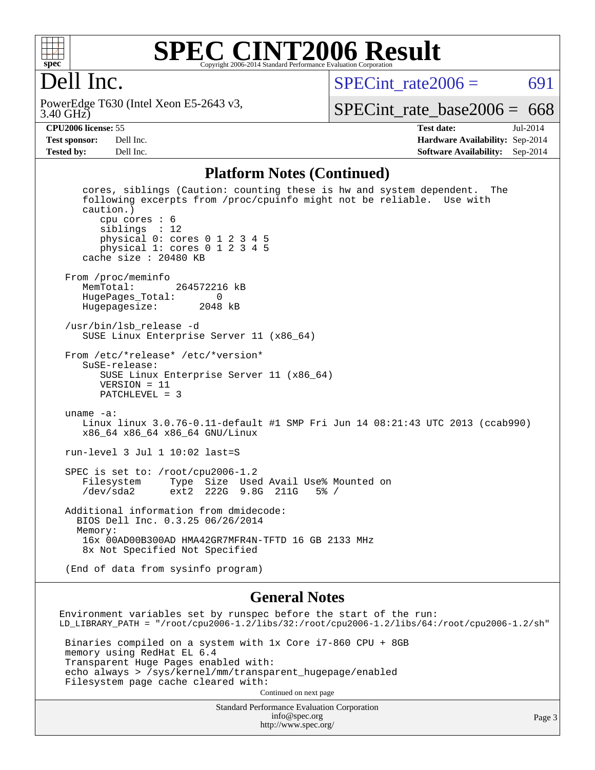## Platform Notes (Continued)

```
   cores, siblings (Caution: counting these is hw and system dependent.  The
   following excerpts from /proc/cpuinfo might not be reliable.  Use with
   caution.)
      cpu cores : 6
      siblings  : 12
      physical 0: cores 0 1 2 3 4 5
      physical 1: cores 0 1 2 3 4 5
   cache size : 20480 KB

From /proc/meminfo
   MemTotal:       264572216 kB
   HugePages_Total:       0
   Hugepagesize:       2048 kB

/usr/bin/lsb_release -d
   SUSE Linux Enterprise Server 11 (x86_64)

From /etc/*release* /etc/*version*
   SuSE-release:
      SUSE Linux Enterprise Server 11 (x86_64)
      VERSION = 11
      PATCHLEVEL = 3

uname -a:
   Linux linux 3.0.76-0.11-default #1 SMP Fri Jun 14 08:21:43 UTC 2013 (ccab990)
   x86_64 x86_64 x86_64 GNU/Linux

run-level 3 Jul 1 10:02 last=S

SPEC is set to: /root/cpu2006-1.2
   Filesystem     Type  Size  Used Avail Use% Mounted on
   /dev/sda2      ext2  222G  9.8G  211G   5% /

Additional information from dmidecode:
  BIOS Dell Inc. 0.3.25 06/26/2014
  Memory:
   16x 00AD00B300AD HMA42GR7MFR4N-TFTD 16 GB 2133 MHz
   8x Not Specified Not Specified

(End of data from sysinfo program)
```

## General Notes

```
Environment variables set by runspec before the start of the run:
LD_LIBRARY_PATH = "/root/cpu2006-1.2/libs/32:/root/cpu2006-1.2/libs/64:/root/cpu2006-1.2/sh"

 Binaries compiled on a system with 1x Core i7-860 CPU + 8GB
 memory using RedHat EL 6.4
 Transparent Huge Pages enabled with:
 echo always > /sys/kernel/mm/transparent_hugepage/enabled
 Filesystem page cache cleared with:
```

Continued on next page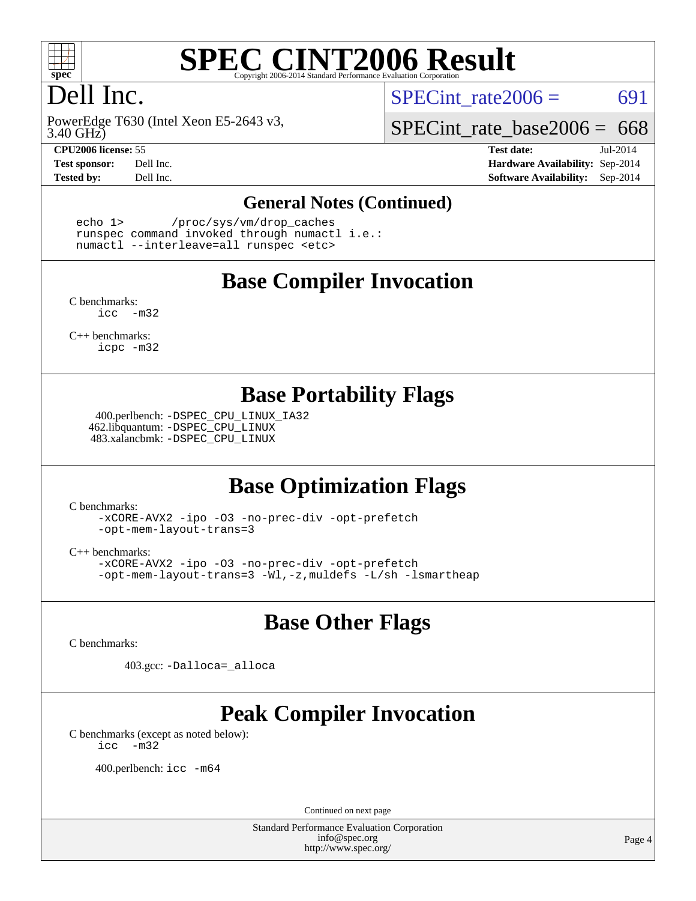# SPEC CINT2006 Result

Copyright 2006-2014 Standard Performance Evaluation Corporation

## Dell Inc.

PowerEdge T630 (Intel Xeon E5-2643 v3, 3.40 GHz)

SPECint_rate2006 = 691

SPECint_rate_base2006 = 668

**CPU2006 license:** 55
**Test sponsor:** Dell Inc.
**Tested by:** Dell Inc.

**Test date:** Jul-2014
**Hardware Availability:** Sep-2014
**Software Availability:** Sep-2014

## General Notes (Continued)

```
echo 1>       /proc/sys/vm/drop_caches
runspec command invoked through numactl i.e.:
numactl --interleave=all runspec <etc>
```

## Base Compiler Invocation

C benchmarks:
```
icc  -m32
```

C++ benchmarks:
```
icpc -m32
```

## Base Portability Flags

400.perlbench: `-DSPEC_CPU_LINUX_IA32`
462.libquantum: `-DSPEC_CPU_LINUX`
483.xalancbmk: `-DSPEC_CPU_LINUX`

## Base Optimization Flags

C benchmarks:
```
-xCORE-AVX2 -ipo -O3 -no-prec-div -opt-prefetch
-opt-mem-layout-trans=3
```

C++ benchmarks:
```
-xCORE-AVX2 -ipo -O3 -no-prec-div -opt-prefetch
-opt-mem-layout-trans=3 -Wl,-z,muldefs -L/sh -lsmartheap
```

## Base Other Flags

C benchmarks:

403.gcc: `-Dalloca=_alloca`

## Peak Compiler Invocation

C benchmarks (except as noted below):
```
icc  -m32
```

400.perlbench: `icc -m64`

Continued on next page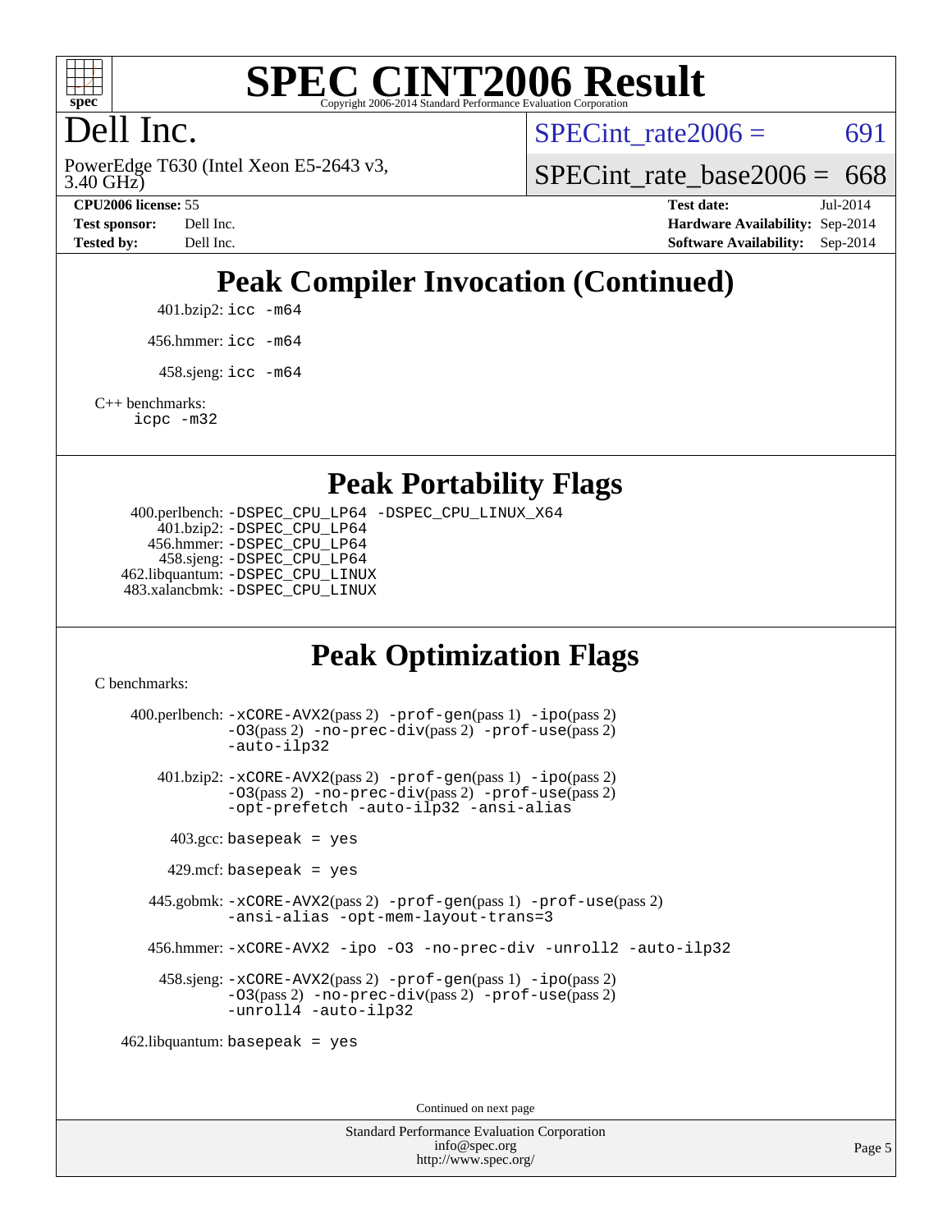# Dell Inc.

PowerEdge T630 (Intel Xeon E5-2643 v3, 3.40 GHz)

SPECint_rate2006 = 691

SPECint_rate_base2006 = 668

**CPU2006 license:** 55
**Test sponsor:** Dell Inc.
**Tested by:** Dell Inc.
**Test date:** Jul-2014
**Hardware Availability:** Sep-2014
**Software Availability:** Sep-2014

## Peak Compiler Invocation (Continued)

401.bzip2: `icc -m64`

456.hmmer: `icc -m64`

458.sjeng: `icc -m64`

C++ benchmarks:
`icpc -m32`

## Peak Portability Flags

400.perlbench: `-DSPEC_CPU_LP64 -DSPEC_CPU_LINUX_X64`
401.bzip2: `-DSPEC_CPU_LP64`
456.hmmer: `-DSPEC_CPU_LP64`
458.sjeng: `-DSPEC_CPU_LP64`
462.libquantum: `-DSPEC_CPU_LINUX`
483.xalancbmk: `-DSPEC_CPU_LINUX`

## Peak Optimization Flags

C benchmarks:

400.perlbench: `-xCORE-AVX2`(pass 2) `-prof-gen`(pass 1) `-ipo`(pass 2) `-O3`(pass 2) `-no-prec-div`(pass 2) `-prof-use`(pass 2) `-auto-ilp32`

401.bzip2: `-xCORE-AVX2`(pass 2) `-prof-gen`(pass 1) `-ipo`(pass 2) `-O3`(pass 2) `-no-prec-div`(pass 2) `-prof-use`(pass 2) `-opt-prefetch -auto-ilp32 -ansi-alias`

403.gcc: `basepeak = yes`

429.mcf: `basepeak = yes`

445.gobmk: `-xCORE-AVX2`(pass 2) `-prof-gen`(pass 1) `-prof-use`(pass 2) `-ansi-alias -opt-mem-layout-trans=3`

456.hmmer: `-xCORE-AVX2 -ipo -O3 -no-prec-div -unroll2 -auto-ilp32`

458.sjeng: `-xCORE-AVX2`(pass 2) `-prof-gen`(pass 1) `-ipo`(pass 2) `-O3`(pass 2) `-no-prec-div`(pass 2) `-prof-use`(pass 2) `-unroll4 -auto-ilp32`

462.libquantum: `basepeak = yes`

Continued on next page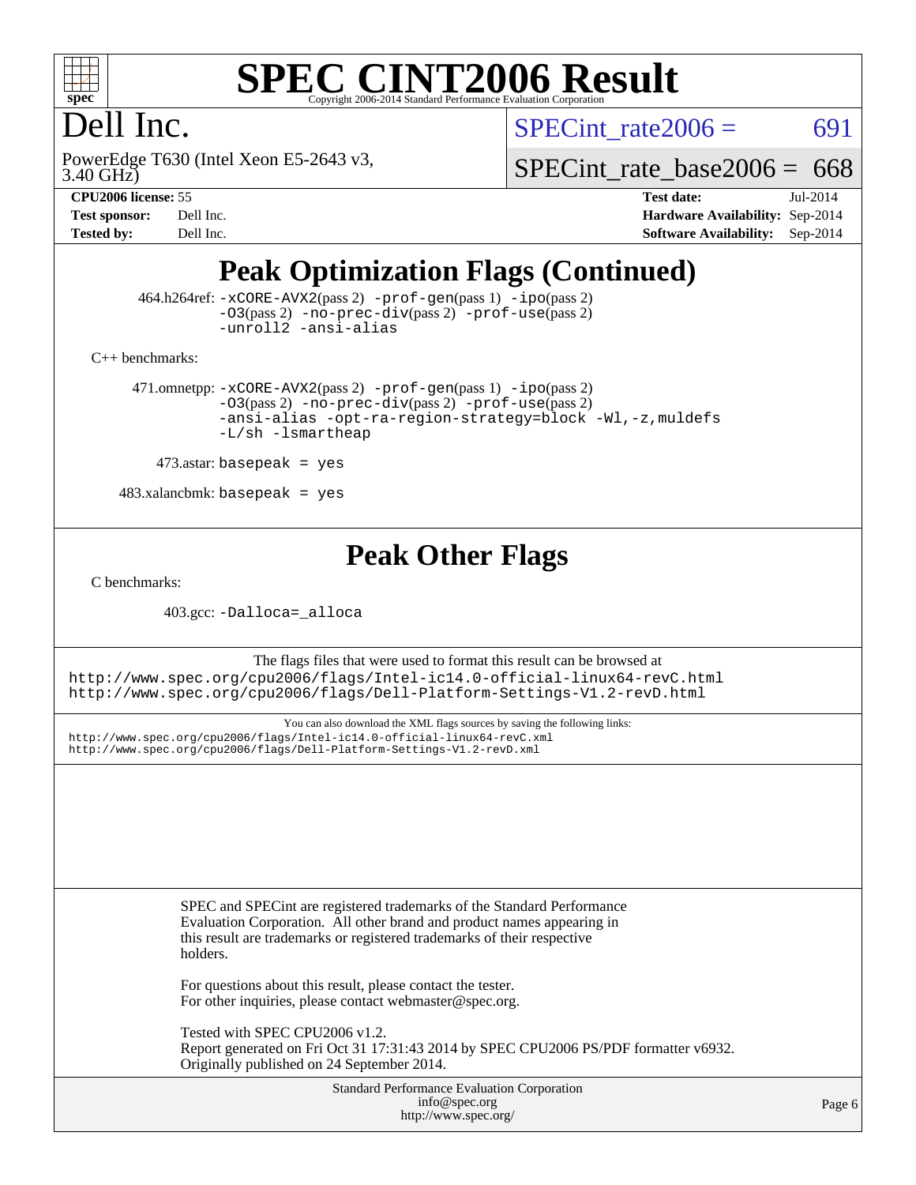# SPEC CINT2006 Result

Copyright 2006-2014 Standard Performance Evaluation Corporation

## Dell Inc.

PowerEdge T630 (Intel Xeon E5-2643 v3, 3.40 GHz)

SPECint_rate2006 = 691

SPECint_rate_base2006 = 668

**CPU2006 license:** 55
**Test sponsor:** Dell Inc.
**Tested by:** Dell Inc.

**Test date:** Jul-2014
**Hardware Availability:** Sep-2014
**Software Availability:** Sep-2014

## Peak Optimization Flags (Continued)

464.h264ref: -xCORE-AVX2(pass 2) -prof-gen(pass 1) -ipo(pass 2) -O3(pass 2) -no-prec-div(pass 2) -prof-use(pass 2) -unroll2 -ansi-alias

C++ benchmarks:

471.omnetpp: -xCORE-AVX2(pass 2) -prof-gen(pass 1) -ipo(pass 2) -O3(pass 2) -no-prec-div(pass 2) -prof-use(pass 2) -ansi-alias -opt-ra-region-strategy=block -Wl,-z,muldefs -L/sh -lsmartheap

473.astar: basepeak = yes

483.xalancbmk: basepeak = yes

## Peak Other Flags

C benchmarks:

403.gcc: -Dalloca=_alloca

The flags files that were used to format this result can be browsed at
http://www.spec.org/cpu2006/flags/Intel-ic14.0-official-linux64-revC.html
http://www.spec.org/cpu2006/flags/Dell-Platform-Settings-V1.2-revD.html

You can also download the XML flags sources by saving the following links:
http://www.spec.org/cpu2006/flags/Intel-ic14.0-official-linux64-revC.xml
http://www.spec.org/cpu2006/flags/Dell-Platform-Settings-V1.2-revD.xml

SPEC and SPECint are registered trademarks of the Standard Performance Evaluation Corporation. All other brand and product names appearing in this result are trademarks or registered trademarks of their respective holders.

For questions about this result, please contact the tester.
For other inquiries, please contact webmaster@spec.org.

Tested with SPEC CPU2006 v1.2.
Report generated on Fri Oct 31 17:31:43 2014 by SPEC CPU2006 PS/PDF formatter v6932.
Originally published on 24 September 2014.

Standard Performance Evaluation Corporation
info@spec.org
http://www.spec.org/